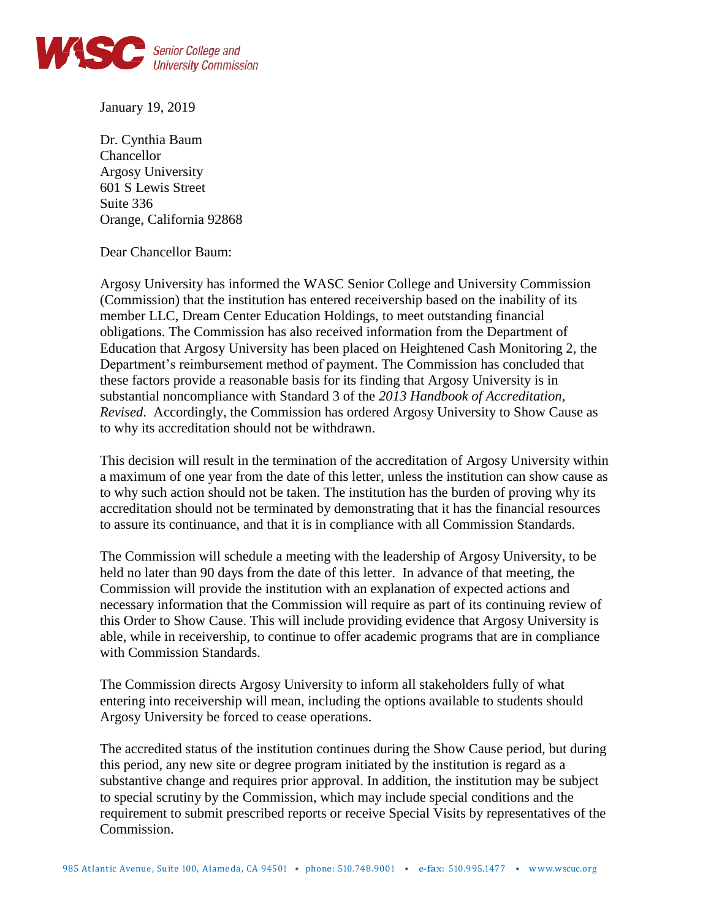WASC Senior College and University Commission

January 19, 2019

Dr. Cynthia Baum
Chancellor
Argosy University
601 S Lewis Street
Suite 336
Orange, California 92868

Dear Chancellor Baum:

Argosy University has informed the WASC Senior College and University Commission (Commission) that the institution has entered receivership based on the inability of its member LLC, Dream Center Education Holdings, to meet outstanding financial obligations. The Commission has also received information from the Department of Education that Argosy University has been placed on Heightened Cash Monitoring 2, the Department's reimbursement method of payment. The Commission has concluded that these factors provide a reasonable basis for its finding that Argosy University is in substantial noncompliance with Standard 3 of the *2013 Handbook of Accreditation, Revised*. Accordingly, the Commission has ordered Argosy University to Show Cause as to why its accreditation should not be withdrawn.

This decision will result in the termination of the accreditation of Argosy University within a maximum of one year from the date of this letter, unless the institution can show cause as to why such action should not be taken. The institution has the burden of proving why its accreditation should not be terminated by demonstrating that it has the financial resources to assure its continuance, and that it is in compliance with all Commission Standards.

The Commission will schedule a meeting with the leadership of Argosy University, to be held no later than 90 days from the date of this letter. In advance of that meeting, the Commission will provide the institution with an explanation of expected actions and necessary information that the Commission will require as part of its continuing review of this Order to Show Cause. This will include providing evidence that Argosy University is able, while in receivership, to continue to offer academic programs that are in compliance with Commission Standards.

The Commission directs Argosy University to inform all stakeholders fully of what entering into receivership will mean, including the options available to students should Argosy University be forced to cease operations.

The accredited status of the institution continues during the Show Cause period, but during this period, any new site or degree program initiated by the institution is regard as a substantive change and requires prior approval. In addition, the institution may be subject to special scrutiny by the Commission, which may include special conditions and the requirement to submit prescribed reports or receive Special Visits by representatives of the Commission.

985 Atlantic Avenue, Suite 100, Alameda, CA 94501 • phone: 510.748.9001 • e-fax: 510.995.1477 • www.wscuc.org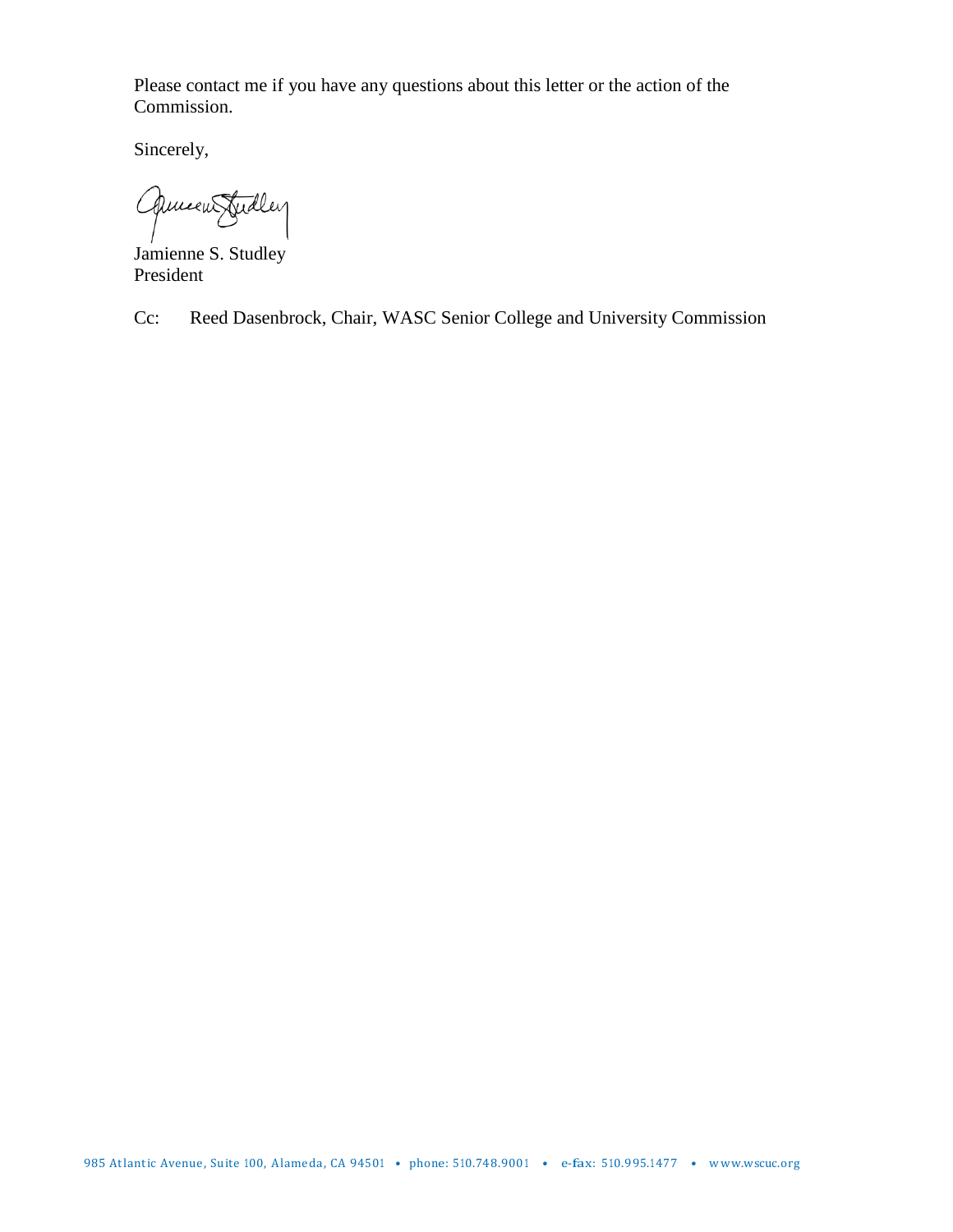Please contact me if you have any questions about this letter or the action of the Commission.

Sincerely,

Jamienne S. Studley
President

Cc: Reed Dasenbrock, Chair, WASC Senior College and University Commission